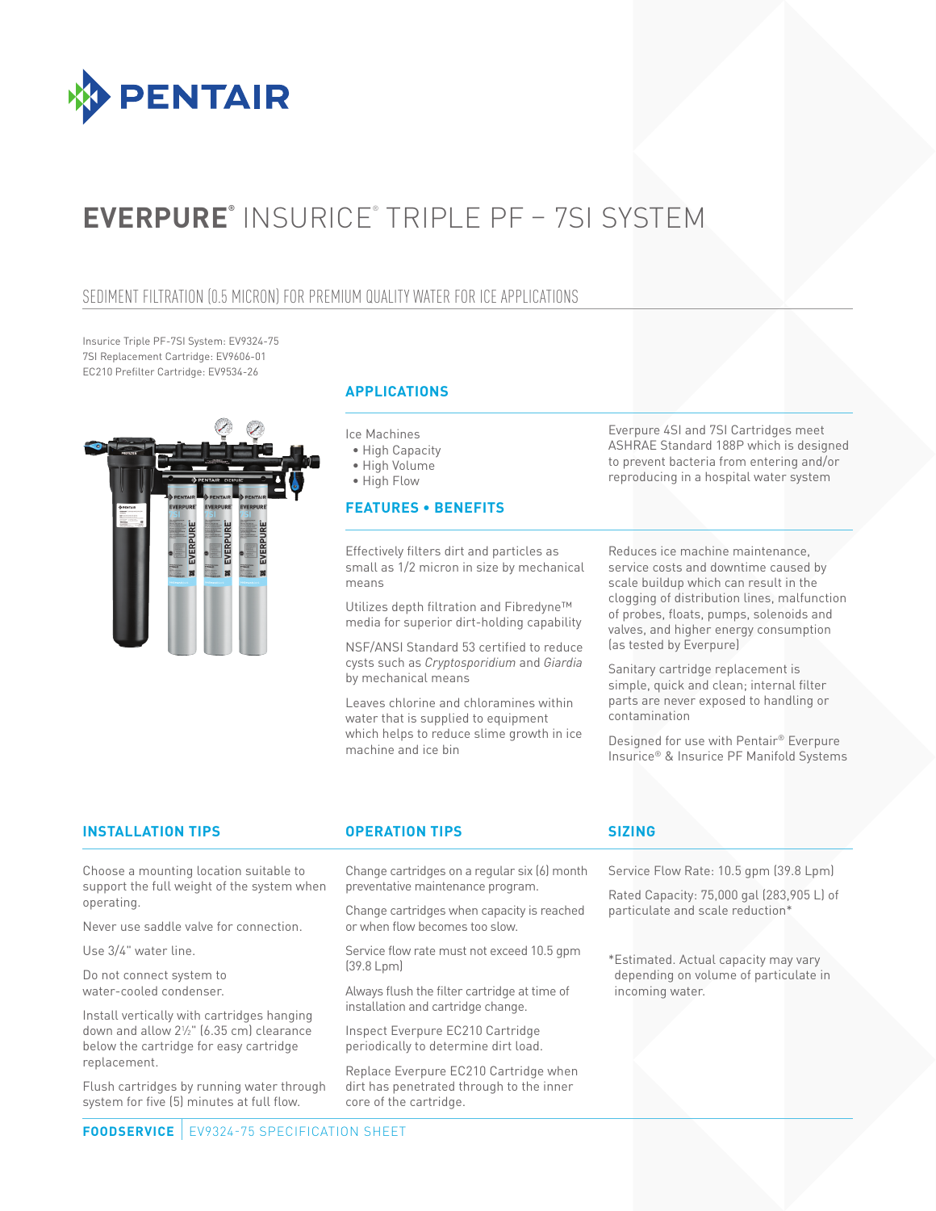# EVERPURE® INSURICE® TRIPLE PF – 7SI SYSTEM

## SEDIMENT FILTRATION (0.5 MICRON) FOR PREMIUM QUALITY WATER FOR ICE APPLICATIONS

Insurice Triple PF-7SI System: EV9324-75
7SI Replacement Cartridge: EV9606-01
EC210 Prefilter Cartridge: EV9534-26

### APPLICATIONS

Ice Machines
- High Capacity
- High Volume
- High Flow

Everpure 4SI and 7SI Cartridges meet ASHRAE Standard 188P which is designed to prevent bacteria from entering and/or reproducing in a hospital water system

### FEATURES • BENEFITS

Effectively filters dirt and particles as small as 1/2 micron in size by mechanical means

Utilizes depth filtration and Fibredyne™ media for superior dirt-holding capability

NSF/ANSI Standard 53 certified to reduce cysts such as *Cryptosporidium* and *Giardia* by mechanical means

Leaves chlorine and chloramines within water that is supplied to equipment which helps to reduce slime growth in ice machine and ice bin

Reduces ice machine maintenance, service costs and downtime caused by scale buildup which can result in the clogging of distribution lines, malfunction of probes, floats, pumps, solenoids and valves, and higher energy consumption (as tested by Everpure)

Sanitary cartridge replacement is simple, quick and clean; internal filter parts are never exposed to handling or contamination

Designed for use with Pentair® Everpure Insurice® & Insurice PF Manifold Systems

### INSTALLATION TIPS

Choose a mounting location suitable to support the full weight of the system when operating.

Never use saddle valve for connection.

Use 3/4" water line.

Do not connect system to water-cooled condenser.

Install vertically with cartridges hanging down and allow 2½" (6.35 cm) clearance below the cartridge for easy cartridge replacement.

Flush cartridges by running water through system for five (5) minutes at full flow.

### OPERATION TIPS

Change cartridges on a regular six (6) month preventative maintenance program.

Change cartridges when capacity is reached or when flow becomes too slow.

Service flow rate must not exceed 10.5 gpm (39.8 Lpm)

Always flush the filter cartridge at time of installation and cartridge change.

Inspect Everpure EC210 Cartridge periodically to determine dirt load.

Replace Everpure EC210 Cartridge when dirt has penetrated through to the inner core of the cartridge.

### SIZING

Service Flow Rate: 10.5 gpm (39.8 Lpm)

Rated Capacity: 75,000 gal (283,905 L) of particulate and scale reduction*

*Estimated. Actual capacity may vary depending on volume of particulate in incoming water.

**FOODSERVICE** | EV9324-75 SPECIFICATION SHEET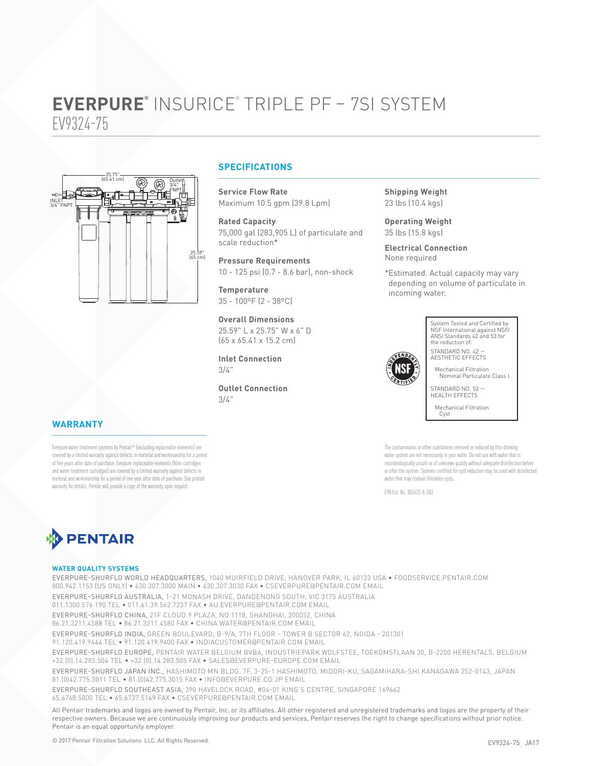# EVERPURE® INSURICE® TRIPLE PF – 7SI SYSTEM

EV9324-75

25.75"
(65.41 cm)
Outlet
3/4"
FNPT
INLET
3/4" FNPT
25.59"
(65 cm)

## SPECIFICATIONS

**Service Flow Rate**
Maximum 10.5 gpm (39.8 Lpm)

**Rated Capacity**
75,000 gal (283,905 L) of particulate and scale reduction*

**Pressure Requirements**
10 - 125 psi (0.7 - 8.6 bar), non-shock

**Temperature**
35 - 100ºF (2 - 38ºC)

**Overall Dimensions**
25.59" L x 25.75" W x 6" D
(65 x 65.41 x 15.2 cm)

**Inlet Connection**
3/4"

**Outlet Connection**
3/4"

**Shipping Weight**
23 lbs (10.4 kgs)

**Operating Weight**
35 lbs (15.8 kgs)

**Electrical Connection**
None required

*Estimated. Actual capacity may vary depending on volume of particulate in incoming water.

System Tested and Certified by NSF International against NSF/ANSI Standards 42 and 53 for the reduction of:

STANDARD NO. 42 — AESTHETIC EFFECTS

Mechanical Filtration
Nominal Particulate Class I

STANDARD NO. 53 — HEALTH EFFECTS

Mechanical Filtration
Cyst

The contaminants or other substances removed or reduced by this drinking water system are not necessarily in your water. Do not use with water that is microbiologically unsafe or of unknown quality without adequate disinfection before or after the system. Systems certified for cyst reduction may be used with disinfected water that may contain filterable cysts.

EPA Est. No. 002623-IL-002

## WARRANTY

Everpure water treatment systems by Pentair® (excluding replaceable elements) are covered by a limited warranty against defects in material and workmanship for a period of five years after date of purchase. Everpure replaceable elements (filter cartridges and water treatment cartridges) are covered by a limited warranty against defects in material and workmanship for a period of one year after date of purchase. See printed warranty for details. Pentair will provide a copy of the warranty upon request.

PENTAIR

**WATER QUALITY SYSTEMS**

EVERPURE-SHURFLO WORLD HEADQUARTERS, 1040 MUIRFIELD DRIVE, HANOVER PARK, IL 60133 USA • FOODSERVICE.PENTAIR.COM
800.942.1153 (US ONLY) • 630.307.3000 MAIN • 630.307.3030 FAX • CSEVERPURE@PENTAIR.COM EMAIL

EVERPURE-SHURFLO AUSTRALIA, 1-21 MONASH DRIVE, DANDENONG SOUTH, VIC 3175 AUSTRALIA
011.1300 576 190 TEL • 011.61.39.562.7237 FAX • AU.EVERPURE@PENTAIR.COM EMAIL

EVERPURE-SHURFLO CHINA, 21F CLOUD 9 PLAZA, NO 1118, SHANGHAI, 200052, CHINA
86.21.3211.4588 TEL • 86.21.3211.4580 FAX • CHINA.WATER@PENTAIR.COM EMAIL

EVERPURE-SHURFLO INDIA, GREEN BOULEVARD, B-9/A, 7TH FLOOR - TOWER B SECTOR 62, NOIDA - 201301
91.120.419.9444 TEL • 91.120.419.9400 FAX • INDIACUSTOMER@PENTAIR.COM EMAIL

EVERPURE-SHURFLO EUROPE, PENTAIR WATER BELGIUM BVBA, INDUSTRIEPARK WOLFSTEE, TOEKOMSTLAAN 30, B-2200 HERENTALS, BELGIUM
+32.(0).14.283.504 TEL • +32.(0).14.283.505 FAX • SALES@EVERPURE-EUROPE.COM EMAIL

EVERPURE-SHURFLO JAPAN INC., HASHIMOTO MN BLDG. 7F, 3-25-1 HASHIMOTO, MIDORI-KU, SAGAMIHARA-SHI KANAGAWA 252-0143, JAPAN
81.(0)42.775.3011 TEL • 81.(0)42.775.3015 FAX • INFO@EVERPURE.CO.JP EMAIL

EVERPURE-SHURFLO SOUTHEAST ASIA, 390 HAVELOCK ROAD, #04-01 KING'S CENTRE, SINGAPORE 169662
65.6768.5800 TEL • 65.6737.5149 FAX • CSEVERPURE@PENTAIR.COM EMAIL

All Pentair trademarks and logos are owned by Pentair, Inc. or its affiliates. All other registered and unregistered trademarks and logos are the property of their respective owners. Because we are continuously improving our products and services, Pentair reserves the right to change specifications without prior notice. Pentair is an equal opportunity employer.

© 2017 Pentair Filtration Solutions LLC. All Rights Reserved.

EV9324-75 JA17